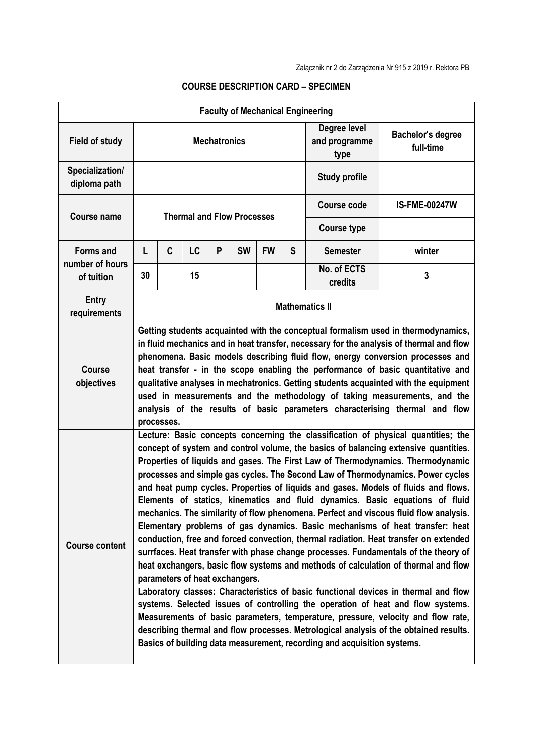Załącznik nr 2 do Zarządzenia Nr 915 z 2019 r. Rektora PB

**COURSE DESCRIPTION CARD – SPECIMEN**

| **Faculty of Mechanical Engineering** | | | | | | | | | |
|---|---|---|---|---|---|---|---|---|---|
| **Field of study** | **Mechatronics** | | | | | | | **Degree level and programme type** | **Bachelor's degree full-time** |
| **Specialization/ diploma path** | | | | | | | | **Study profile** | |
| **Course name** | **Thermal and Flow Processes** | | | | | | | **Course code** | **IS-FME-00247W** |
| | | | | | | | | **Course type** | |
| **Forms and number of hours of tuition** | **L** | **C** | **LC** | **P** | **SW** | **FW** | **S** | **Semester** | **winter** |
| | **30** | | **15** | | | | | **No. of ECTS credits** | **3** |
| **Entry requirements** | **Mathematics II** | | | | | | | | |
| **Course objectives** | **Getting students acquainted with the conceptual formalism used in thermodynamics, in fluid mechanics and in heat transfer, necessary for the analysis of thermal and flow phenomena. Basic models describing fluid flow, energy conversion processes and heat transfer - in the scope enabling the performance of basic quantitative and qualitative analyses in mechatronics. Getting students acquainted with the equipment used in measurements and the methodology of taking measurements, and the analysis of the results of basic parameters characterising thermal and flow processes.** | | | | | | | | |
| **Course content** | **Lecture: Basic concepts concerning the classification of physical quantities; the concept of system and control volume, the basics of balancing extensive quantities. Properties of liquids and gases. The First Law of Thermodynamics. Thermodynamic processes and simple gas cycles. The Second Law of Thermodynamics. Power cycles and heat pump cycles. Properties of liquids and gases. Models of fluids and flows. Elements of statics, kinematics and fluid dynamics. Basic equations of fluid mechanics. The similarity of flow phenomena. Perfect and viscous fluid flow analysis. Elementary problems of gas dynamics. Basic mechanisms of heat transfer: heat conduction, free and forced convection, thermal radiation. Heat transfer on extended surrfaces. Heat transfer with phase change processes. Fundamentals of the theory of heat exchangers, basic flow systems and methods of calculation of thermal and flow parameters of heat exchangers.**<br>**Laboratory classes: Characteristics of basic functional devices in thermal and flow systems. Selected issues of controlling the operation of heat and flow systems. Measurements of basic parameters, temperature, pressure, velocity and flow rate, describing thermal and flow processes. Metrological analysis of the obtained results. Basics of building data measurement, recording and acquisition systems.** | | | | | | | | |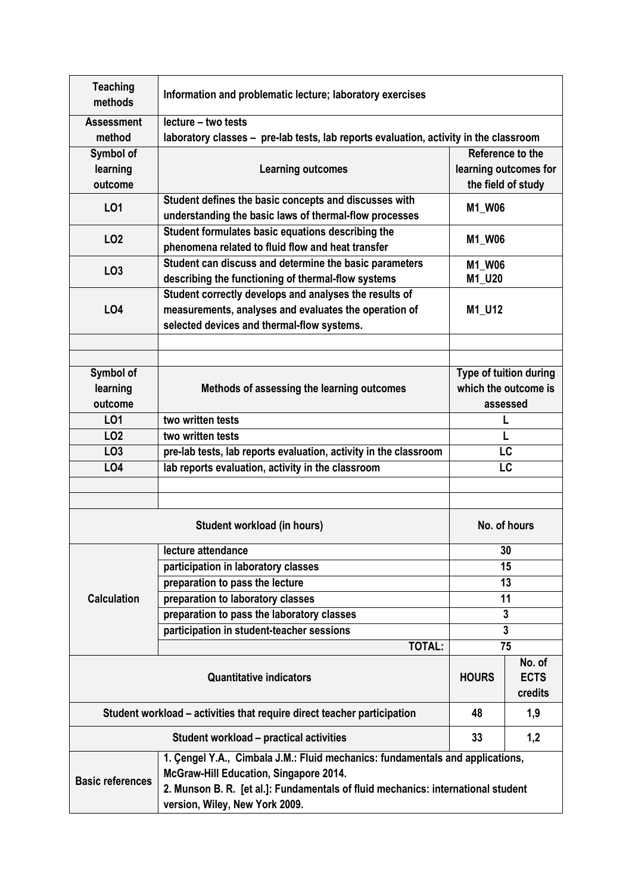| | | |
|---|---|---|
| **Teaching methods** | **Information and problematic lecture; laboratory exercises** | |
| **Assessment method** | **lecture – two tests**<br>**laboratory classes – pre-lab tests, lab reports evaluation, activity in the classroom** | |
| **Symbol of learning outcome** | **Learning outcomes** | **Reference to the learning outcomes for the field of study** |
| **LO1** | **Student defines the basic concepts and discusses with understanding the basic laws of thermal-flow processes** | **M1_W06** |
| **LO2** | **Student formulates basic equations describing the phenomena related to fluid flow and heat transfer** | **M1_W06** |
| **LO3** | **Student can discuss and determine the basic parameters describing the functioning of thermal-flow systems** | **M1_W06**<br>**M1_U20** |
| **LO4** | **Student correctly develops and analyses the results of measurements, analyses and evaluates the operation of selected devices and thermal-flow systems.** | **M1_U12** |
| | | |
| | | |
| **Symbol of learning outcome** | **Methods of assessing the learning outcomes** | **Type of tuition during which the outcome is assessed** |
| **LO1** | **two written tests** | **L** |
| **LO2** | **two written tests** | **L** |
| **LO3** | **pre-lab tests, lab reports evaluation, activity in the classroom** | **LC** |
| **LO4** | **lab reports evaluation, activity in the classroom** | **LC** |
| | | |
| | | |

| **Student workload (in hours)** | | **No. of hours** |
|---|---|---|
| **Calculation** | **lecture attendance** | **30** |
| | **participation in laboratory classes** | **15** |
| | **preparation to pass the lecture** | **13** |
| | **preparation to laboratory classes** | **11** |
| | **preparation to pass the laboratory classes** | **3** |
| | **participation in student-teacher sessions** | **3** |
| | **TOTAL:** | **75** |

| **Quantitative indicators** | **HOURS** | **No. of ECTS credits** |
|---|---|---|
| **Student workload – activities that require direct teacher participation** | **48** | **1,9** |
| **Student workload – practical activities** | **33** | **1,2** |

| | |
|---|---|
| **Basic references** | **1. Çengel Y.A., Cimbala J.M.: Fluid mechanics: fundamentals and applications, McGraw-Hill Education, Singapore 2014.**<br>**2. Munson B. R. [et al.]: Fundamentals of fluid mechanics: international student version, Wiley, New York 2009.** |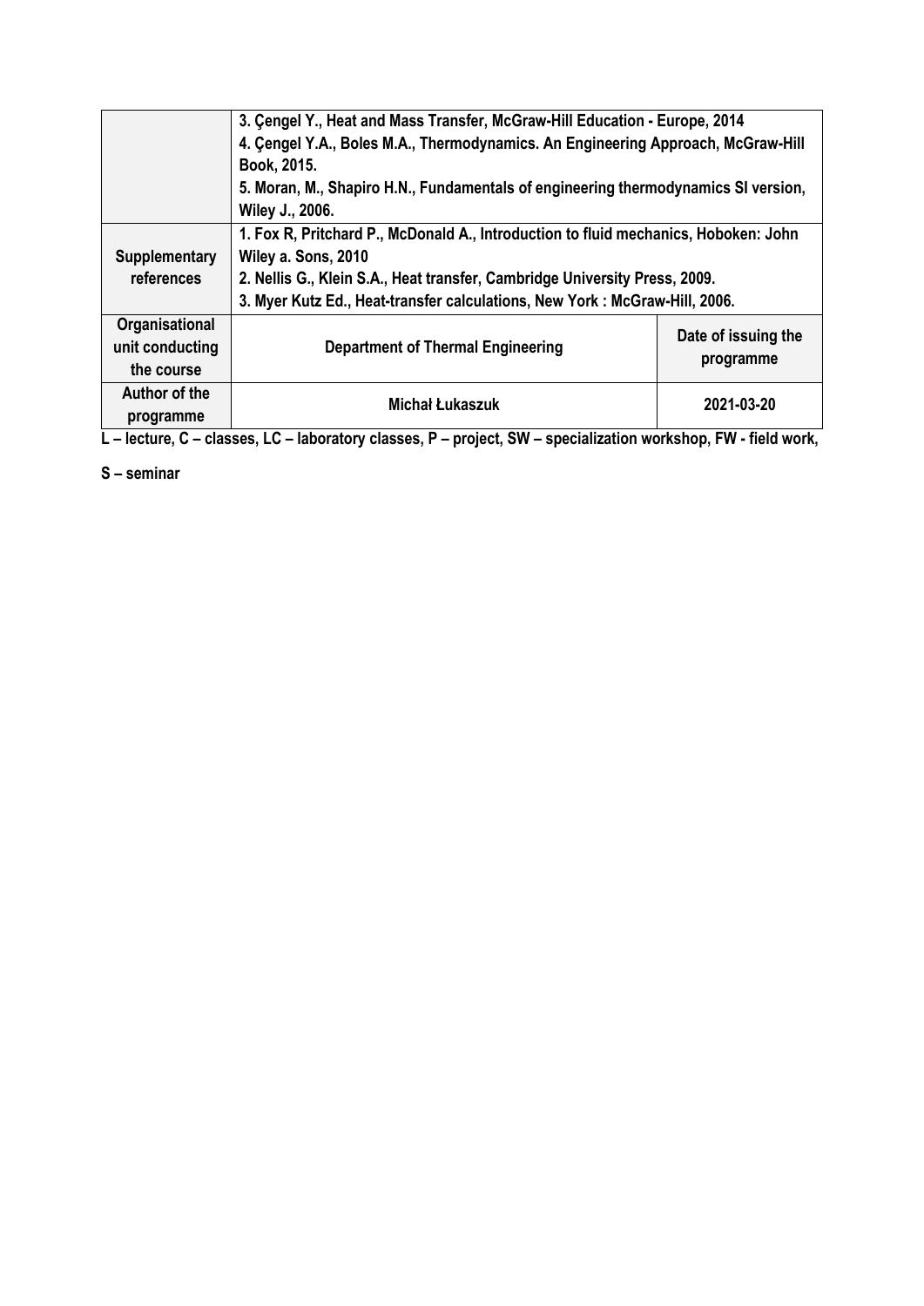| | | |
|---|---|---|
| | **3. Çengel Y., Heat and Mass Transfer, McGraw-Hill Education - Europe, 2014**<br>**4. Çengel Y.A., Boles M.A., Thermodynamics. An Engineering Approach, McGraw-Hill Book, 2015.**<br>**5. Moran, M., Shapiro H.N., Fundamentals of engineering thermodynamics SI version, Wiley J., 2006.** | |
| **Supplementary references** | **1. Fox R, Pritchard P., McDonald A., Introduction to fluid mechanics, Hoboken: John Wiley a. Sons, 2010**<br>**2. Nellis G., Klein S.A., Heat transfer, Cambridge University Press, 2009.**<br>**3. Myer Kutz Ed., Heat-transfer calculations, New York : McGraw-Hill, 2006.** | |
| **Organisational unit conducting the course** | **Department of Thermal Engineering** | **Date of issuing the programme** |
| **Author of the programme** | **Michał Łukaszuk** | **2021-03-20** |

**L – lecture, C – classes, LC – laboratory classes, P – project, SW – specialization workshop, FW - field work, S – seminar**